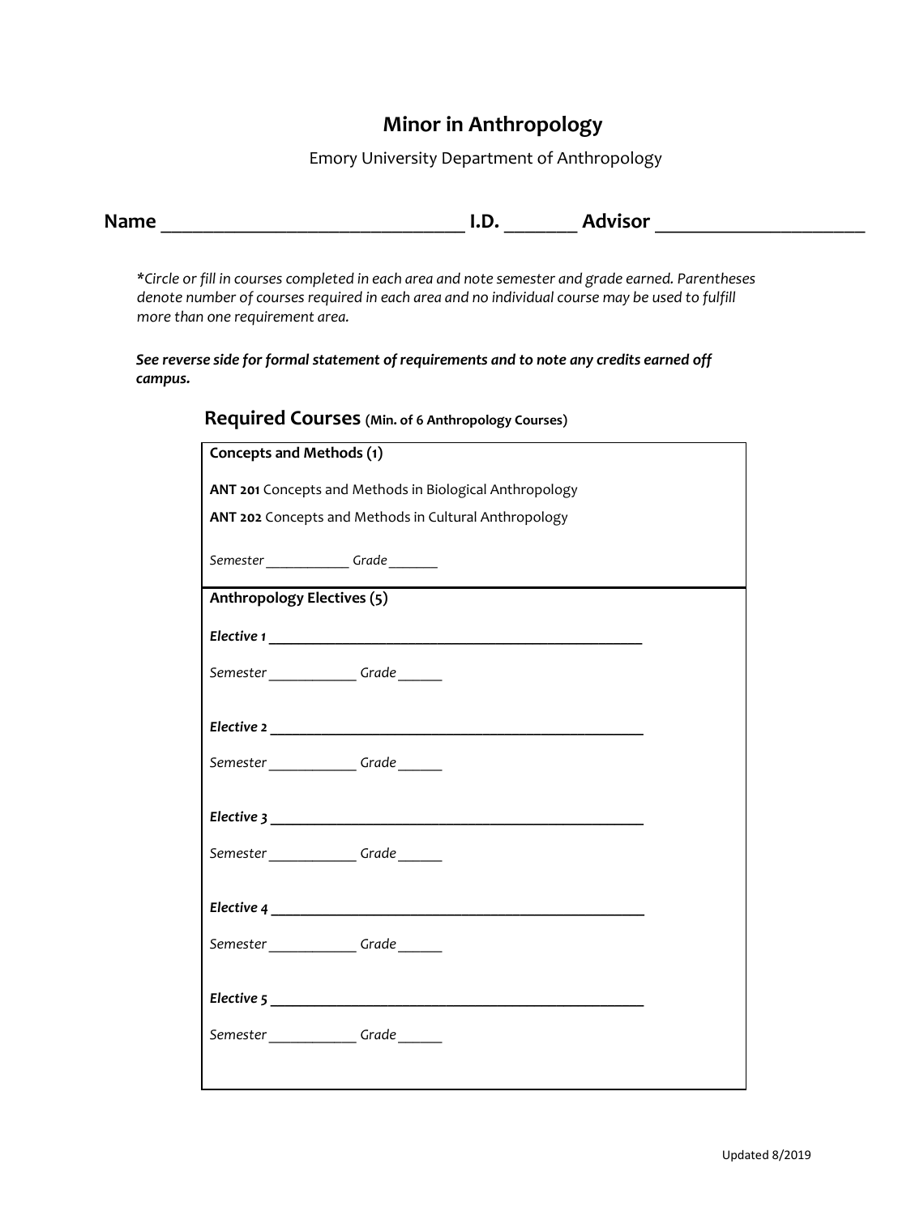# Minor in Anthropology

Emory University Department of Anthropology

**Name** ______________________________ **I.D.** _______ **Advisor** ____________________

*\*Circle or fill in courses completed in each area and note semester and grade earned. Parentheses denote number of courses required in each area and no individual course may be used to fulfill more than one requirement area.*

***See reverse side for formal statement of requirements and to note any credits earned off campus.***

## Required Courses (Min. of 6 Anthropology Courses)

**Concepts and Methods (1)**

**ANT 201** Concepts and Methods in Biological Anthropology

**ANT 202** Concepts and Methods in Cultural Anthropology

*Semester* ___________ *Grade* _______

**Anthropology Electives (5)**

***Elective 1*** ________________________________________________

*Semester* ___________ *Grade* ______

***Elective 2*** ________________________________________________

*Semester* ___________ *Grade* ______

***Elective 3*** ________________________________________________

*Semester* ___________ *Grade* ______

***Elective 4*** ________________________________________________

*Semester* ___________ *Grade* ______

***Elective 5*** ________________________________________________

*Semester* ___________ *Grade* ______

Updated 8/2019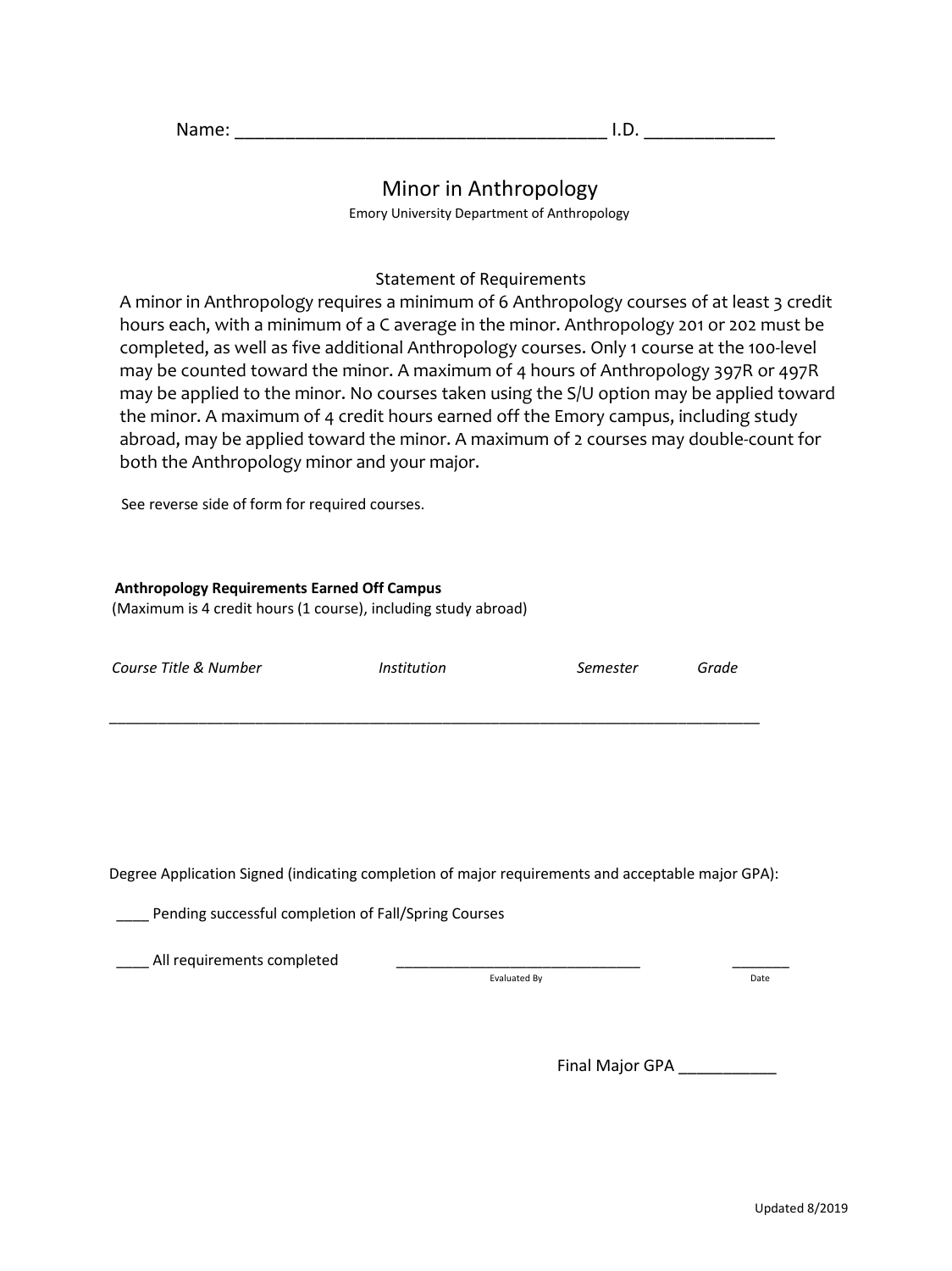Name: _____________________________________ I.D. _____________

# Minor in Anthropology

Emory University Department of Anthropology

## Statement of Requirements

A minor in Anthropology requires a minimum of 6 Anthropology courses of at least 3 credit hours each, with a minimum of a C average in the minor. Anthropology 201 or 202 must be completed, as well as five additional Anthropology courses. Only 1 course at the 100-level may be counted toward the minor. A maximum of 4 hours of Anthropology 397R or 497R may be applied to the minor. No courses taken using the S/U option may be applied toward the minor. A maximum of 4 credit hours earned off the Emory campus, including study abroad, may be applied toward the minor. A maximum of 2 courses may double-count for both the Anthropology minor and your major.

See reverse side of form for required courses.

**Anthropology Requirements Earned Off Campus**

(Maximum is 4 credit hours (1 course), including study abroad)

| *Course Title & Number* | *Institution* | *Semester* | *Grade* |
|---|---|---|---|
| | | | |

Degree Application Signed (indicating completion of major requirements and acceptable major GPA):

____ Pending successful completion of Fall/Spring Courses

____ All requirements completed _____________________________ _______

Evaluated By Date

Final Major GPA ___________